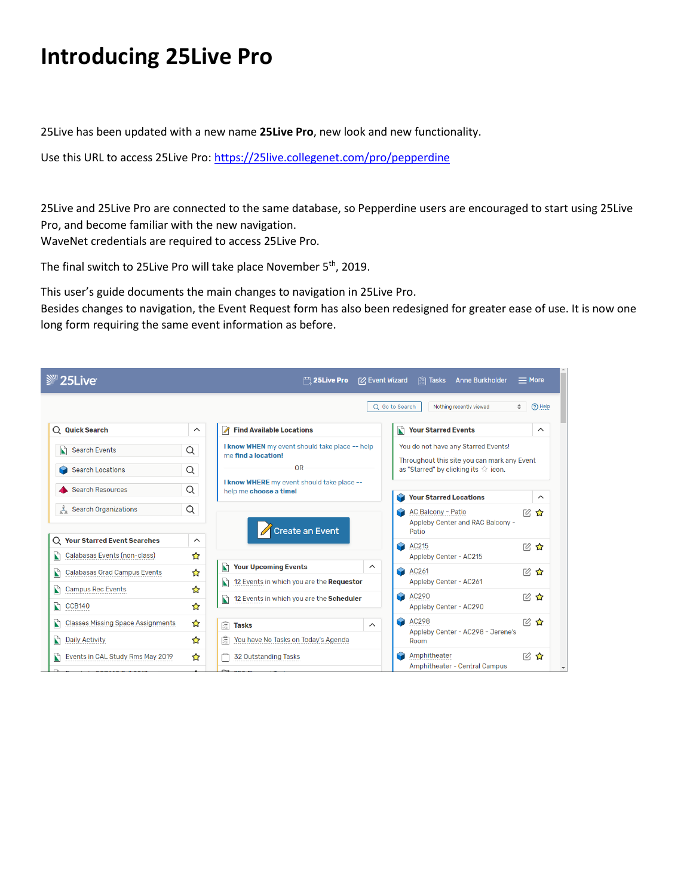# Introducing 25Live Pro

25Live has been updated with a new name **25Live Pro**, new look and new functionality.

Use this URL to access 25Live Pro: [https://25live.collegenet.com/pro/pepperdine](https://25live.collegenet.com/pro/pepperdine)

25Live and 25Live Pro are connected to the same database, so Pepperdine users are encouraged to start using 25Live Pro, and become familiar with the new navigation.
WaveNet credentials are required to access 25Live Pro.

The final switch to 25Live Pro will take place November 5th, 2019.

This user's guide documents the main changes to navigation in 25Live Pro.
Besides changes to navigation, the Event Request form has also been redesigned for greater ease of use. It is now one long form requiring the same event information as before.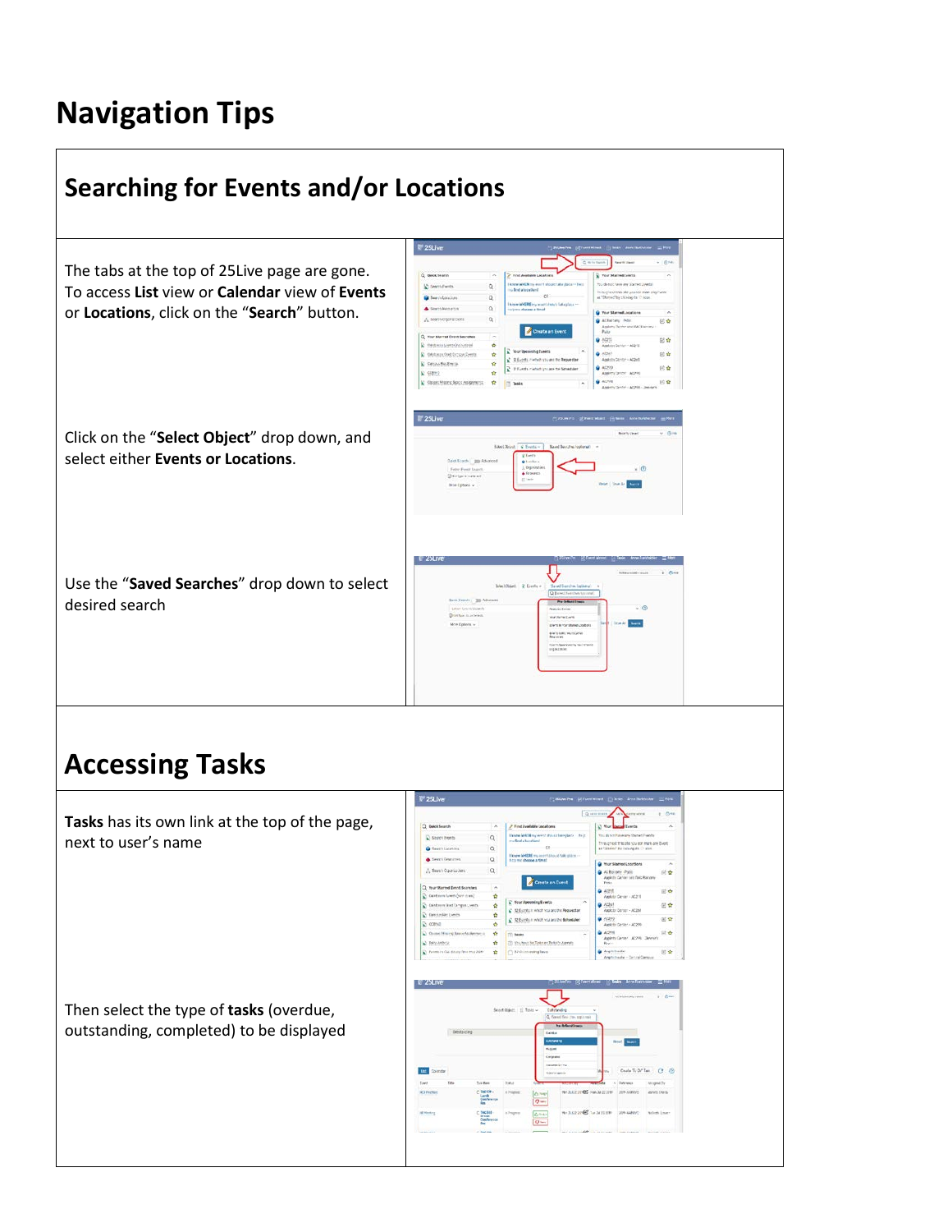# Navigation Tips

## Searching for Events and/or Locations

The tabs at the top of 25Live page are gone. To access **List** view or **Calendar** view of **Events** or **Locations**, click on the "**Search**" button.

Click on the "**Select Object**" drop down, and select either **Events or Locations**.

Use the "**Saved Searches**" drop down to select desired search

## Accessing Tasks

**Tasks** has its own link at the top of the page, next to user's name

Then select the type of **tasks** (overdue, outstanding, completed) to be displayed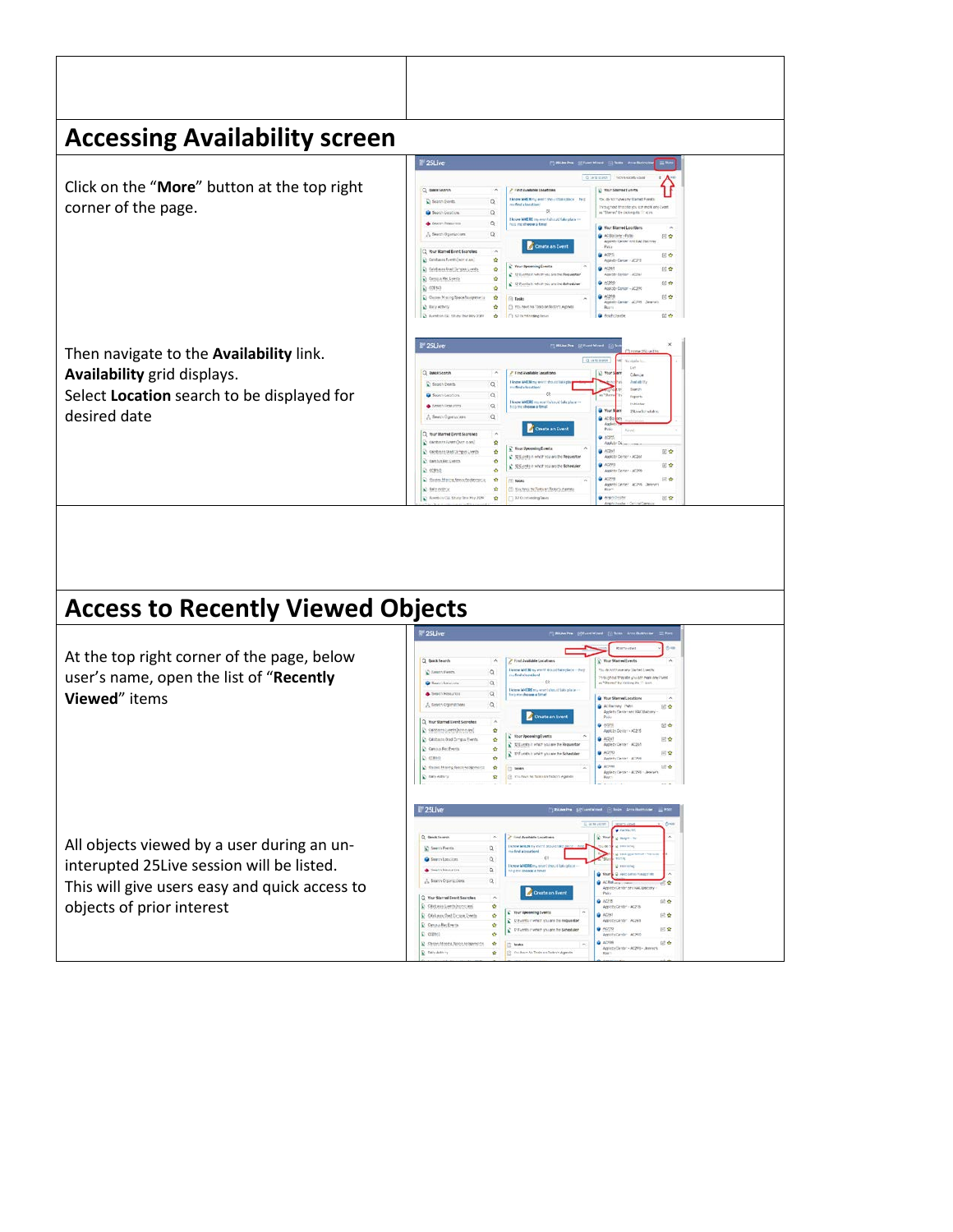## Accessing Availability screen

Click on the "**More**" button at the top right corner of the page.

Then navigate to the **Availability** link.
**Availability** grid displays.
Select **Location** search to be displayed for desired date

## Access to Recently Viewed Objects

At the top right corner of the page, below user's name, open the list of "**Recently Viewed**" items

All objects viewed by a user during an un-interupted 25Live session will be listed.
This will give users easy and quick access to objects of prior interest